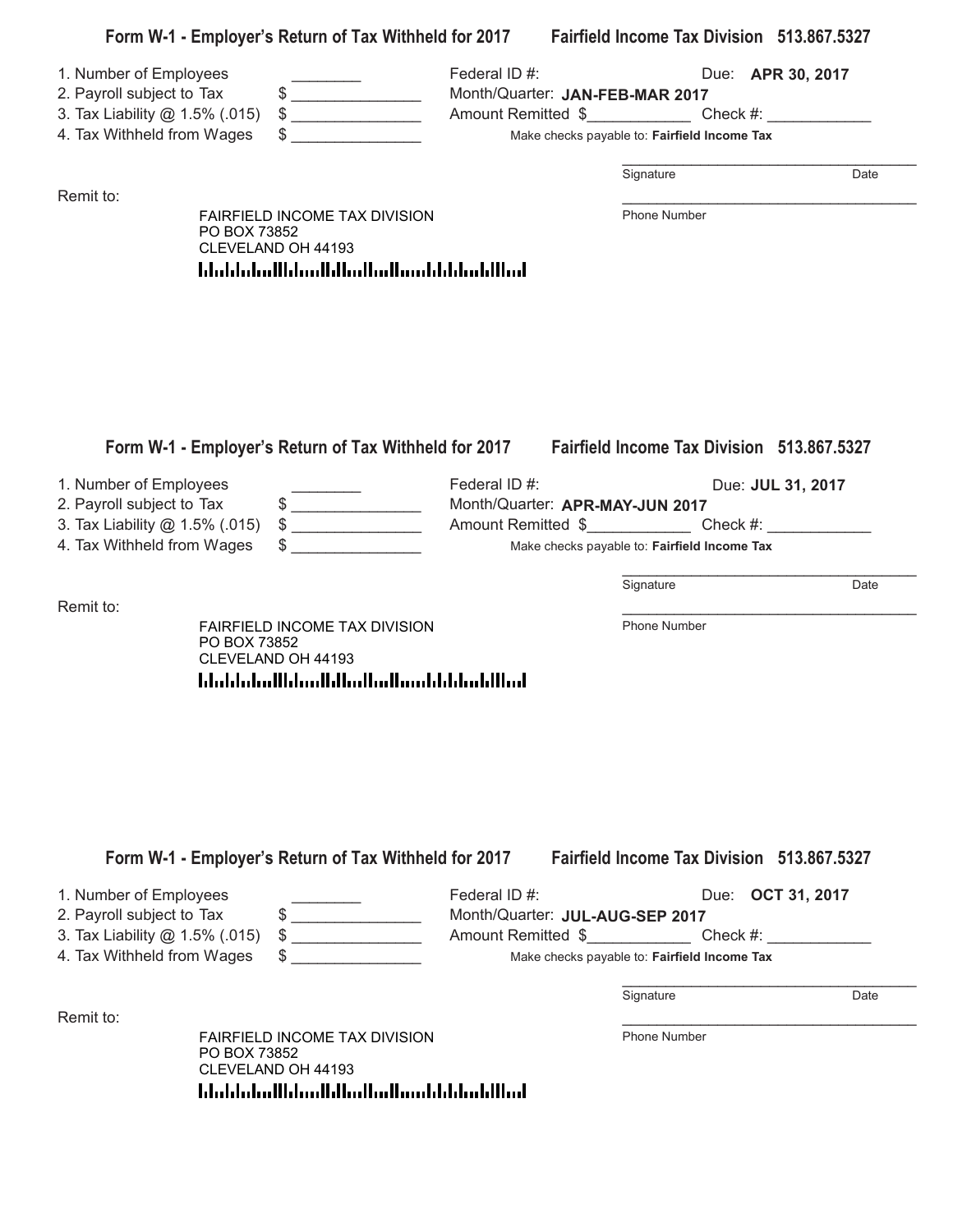## Form W-1 - Employer's Return of Tax Withheld for 2017 Fairfield Income Tax Division 513.867.5327

1. Number of Employees ________
2. Payroll subject to Tax $ _______________
3. Tax Liability @ 1.5% (.015) $ _______________
4. Tax Withheld from Wages $ _______________

Federal ID #: Due: **APR 30, 2017**

Month/Quarter: **JAN-FEB-MAR 2017**

Amount Remitted $____________ Check #: ____________

Make checks payable to: **Fairfield Income Tax**

____________________________________
Signature Date

____________________________________
Phone Number

Remit to:

FAIRFIELD INCOME TAX DIVISION
PO BOX 73852
CLEVELAND OH 44193

## Form W-1 - Employer's Return of Tax Withheld for 2017 Fairfield Income Tax Division 513.867.5327

1. Number of Employees ________
2. Payroll subject to Tax $ _______________
3. Tax Liability @ 1.5% (.015) $ _______________
4. Tax Withheld from Wages $ _______________

Federal ID #: Due: **JUL 31, 2017**

Month/Quarter: **APR-MAY-JUN 2017**

Amount Remitted $____________ Check #: ____________

Make checks payable to: **Fairfield Income Tax**

____________________________________
Signature Date

____________________________________
Phone Number

Remit to:

FAIRFIELD INCOME TAX DIVISION
PO BOX 73852
CLEVELAND OH 44193

## Form W-1 - Employer's Return of Tax Withheld for 2017 Fairfield Income Tax Division 513.867.5327

1. Number of Employees ________
2. Payroll subject to Tax $ _______________
3. Tax Liability @ 1.5% (.015) $ _______________
4. Tax Withheld from Wages $ _______________

Federal ID #: Due: **OCT 31, 2017**

Month/Quarter: **JUL-AUG-SEP 2017**

Amount Remitted $____________ Check #: ____________

Make checks payable to: **Fairfield Income Tax**

____________________________________
Signature Date

____________________________________
Phone Number

Remit to:

FAIRFIELD INCOME TAX DIVISION
PO BOX 73852
CLEVELAND OH 44193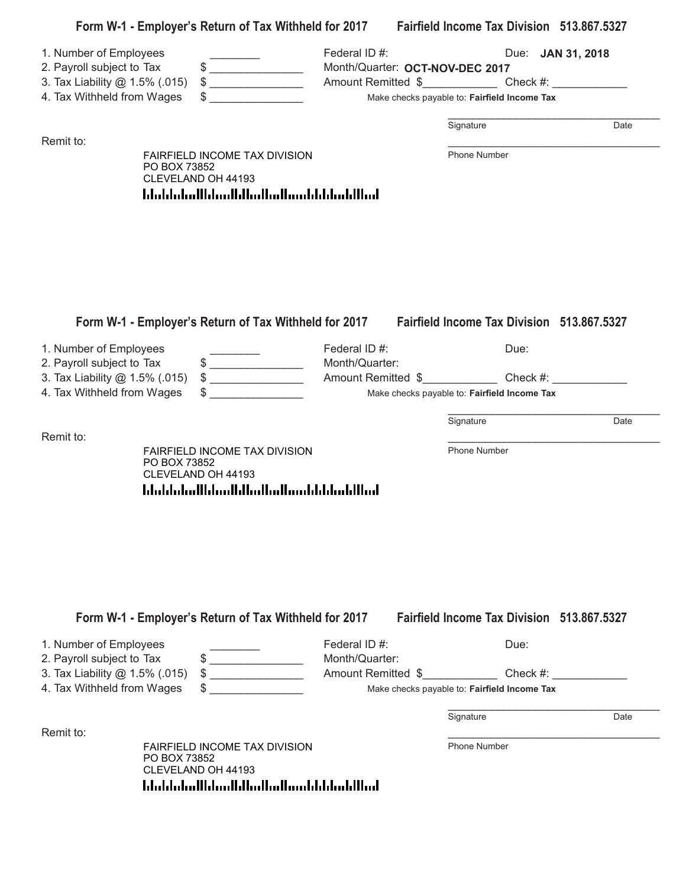## Form W-1 - Employer's Return of Tax Withheld for 2017 — Fairfield Income Tax Division 513.867.5327

1. Number of Employees ________
2. Payroll subject to Tax $ _______________
3. Tax Liability @ 1.5% (.015) $ _______________
4. Tax Withheld from Wages $ _______________

Federal ID #:
Due: **JAN 31, 2018**
Month/Quarter: **OCT-NOV-DEC 2017**
Amount Remitted $____________ Check #: ____________

Make checks payable to: **Fairfield Income Tax**

____________________________________
Signature Date

____________________________________
Phone Number

Remit to:

FAIRFIELD INCOME TAX DIVISION
PO BOX 73852
CLEVELAND OH 44193

## Form W-1 - Employer's Return of Tax Withheld for 2017 — Fairfield Income Tax Division 513.867.5327

1. Number of Employees ________
2. Payroll subject to Tax $ _______________
3. Tax Liability @ 1.5% (.015) $ _______________
4. Tax Withheld from Wages $ _______________

Federal ID #:
Due:
Month/Quarter:
Amount Remitted $____________ Check #: ____________

Make checks payable to: **Fairfield Income Tax**

____________________________________
Signature Date

____________________________________
Phone Number

Remit to:

FAIRFIELD INCOME TAX DIVISION
PO BOX 73852
CLEVELAND OH 44193

## Form W-1 - Employer's Return of Tax Withheld for 2017 — Fairfield Income Tax Division 513.867.5327

1. Number of Employees ________
2. Payroll subject to Tax $ _______________
3. Tax Liability @ 1.5% (.015) $ _______________
4. Tax Withheld from Wages $ _______________

Federal ID #:
Due:
Month/Quarter:
Amount Remitted $____________ Check #: ____________

Make checks payable to: **Fairfield Income Tax**

____________________________________
Signature Date

____________________________________
Phone Number

Remit to:

FAIRFIELD INCOME TAX DIVISION
PO BOX 73852
CLEVELAND OH 44193